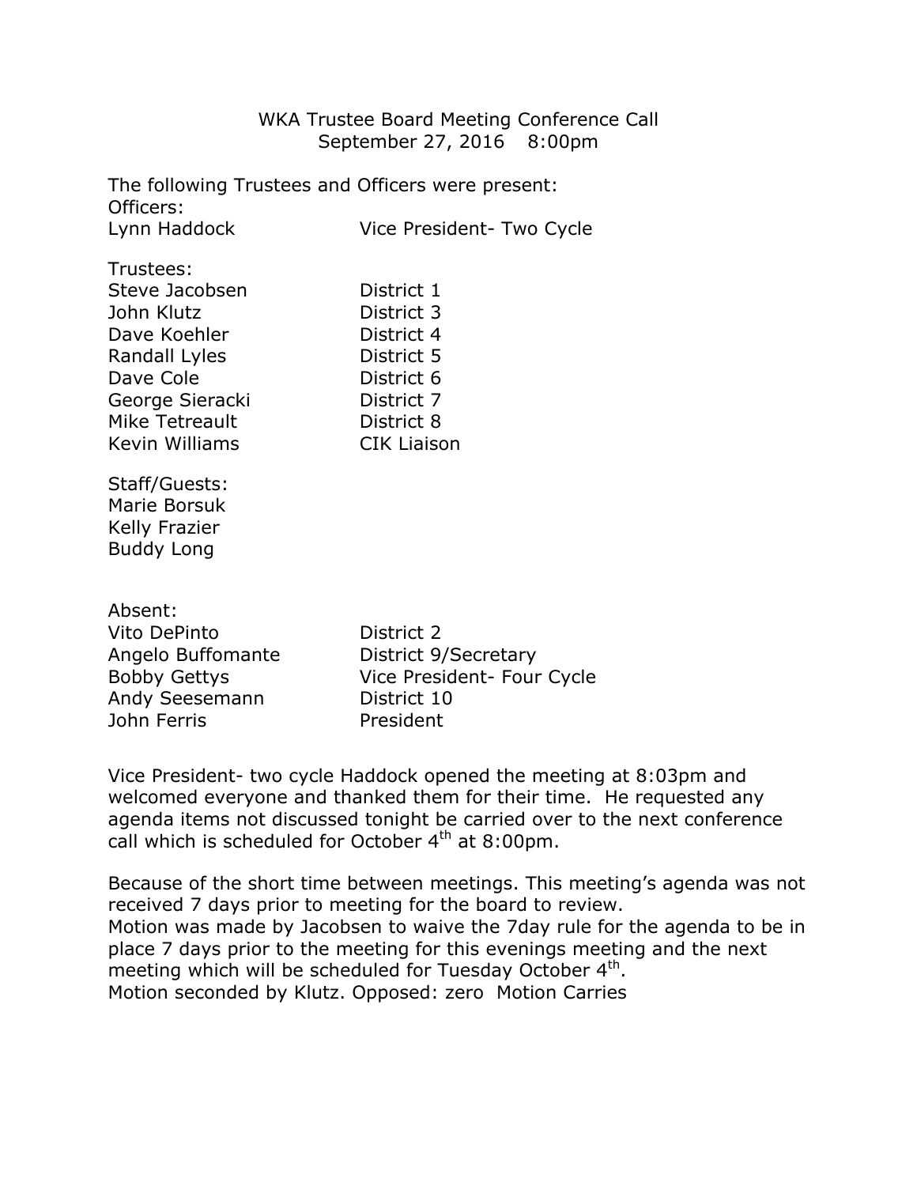# WKA Trustee Board Meeting Conference Call
## September 27, 2016 8:00pm

The following Trustees and Officers were present:

Officers:

| | |
|---|---|
| Lynn Haddock | Vice President- Two Cycle |

Trustees:

| | |
|---|---|
| Steve Jacobsen | District 1 |
| John Klutz | District 3 |
| Dave Koehler | District 4 |
| Randall Lyles | District 5 |
| Dave Cole | District 6 |
| George Sieracki | District 7 |
| Mike Tetreault | District 8 |
| Kevin Williams | CIK Liaison |

Staff/Guests:
Marie Borsuk
Kelly Frazier
Buddy Long

Absent:

| | |
|---|---|
| Vito DePinto | District 2 |
| Angelo Buffomante | District 9/Secretary |
| Bobby Gettys | Vice President- Four Cycle |
| Andy Seesemann | District 10 |
| John Ferris | President |

Vice President- two cycle Haddock opened the meeting at 8:03pm and welcomed everyone and thanked them for their time. He requested any agenda items not discussed tonight be carried over to the next conference call which is scheduled for October 4th at 8:00pm.

Because of the short time between meetings. This meeting's agenda was not received 7 days prior to meeting for the board to review.
Motion was made by Jacobsen to waive the 7day rule for the agenda to be in place 7 days prior to the meeting for this evenings meeting and the next meeting which will be scheduled for Tuesday October 4th.
Motion seconded by Klutz. Opposed: zero Motion Carries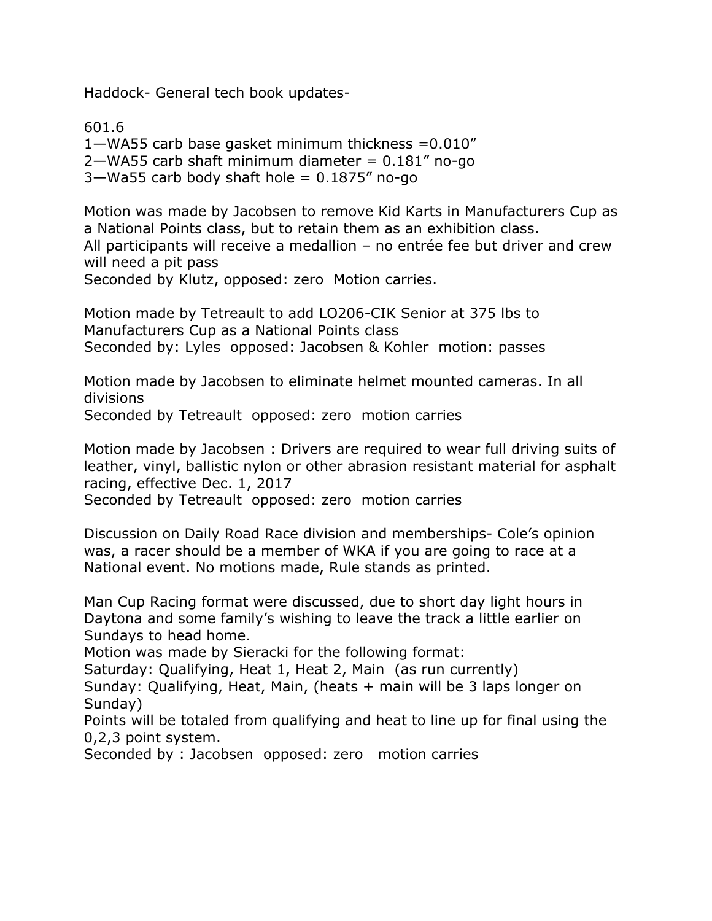Haddock- General tech book updates-

601.6

1—WA55 carb base gasket minimum thickness =0.010"
2—WA55 carb shaft minimum diameter = 0.181" no-go
3—Wa55 carb body shaft hole = 0.1875" no-go

Motion was made by Jacobsen to remove Kid Karts in Manufacturers Cup as a National Points class, but to retain them as an exhibition class.
All participants will receive a medallion – no entrée fee but driver and crew will need a pit pass
Seconded by Klutz, opposed: zero  Motion carries.

Motion made by Tetreault to add LO206-CIK Senior at 375 lbs to Manufacturers Cup as a National Points class
Seconded by: Lyles  opposed: Jacobsen & Kohler  motion: passes

Motion made by Jacobsen to eliminate helmet mounted cameras. In all divisions
Seconded by Tetreault  opposed: zero  motion carries

Motion made by Jacobsen : Drivers are required to wear full driving suits of leather, vinyl, ballistic nylon or other abrasion resistant material for asphalt racing, effective Dec. 1, 2017
Seconded by Tetreault  opposed: zero  motion carries

Discussion on Daily Road Race division and memberships- Cole's opinion was, a racer should be a member of WKA if you are going to race at a National event. No motions made, Rule stands as printed.

Man Cup Racing format were discussed, due to short day light hours in Daytona and some family's wishing to leave the track a little earlier on Sundays to head home.
Motion was made by Sieracki for the following format:
Saturday: Qualifying, Heat 1, Heat 2, Main  (as run currently)
Sunday: Qualifying, Heat, Main, (heats + main will be 3 laps longer on Sunday)
Points will be totaled from qualifying and heat to line up for final using the 0,2,3 point system.
Seconded by : Jacobsen  opposed: zero  motion carries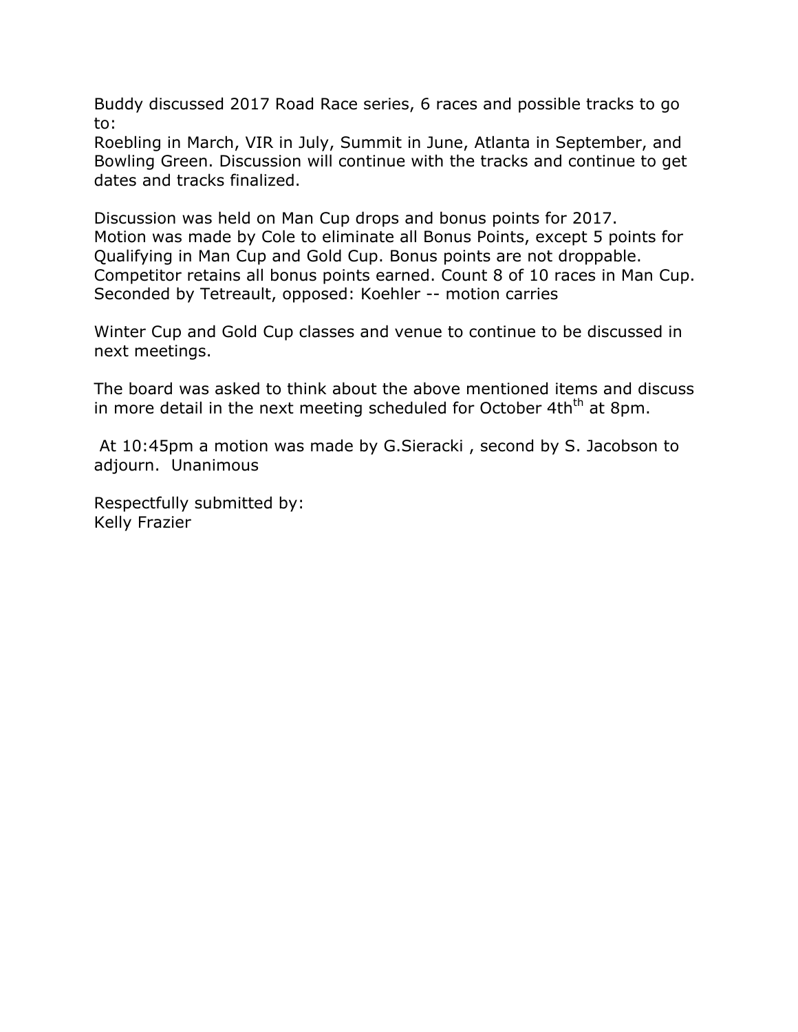Buddy discussed 2017 Road Race series, 6 races and possible tracks to go to:
Roebling in March, VIR in July, Summit in June, Atlanta in September, and Bowling Green. Discussion will continue with the tracks and continue to get dates and tracks finalized.

Discussion was held on Man Cup drops and bonus points for 2017.
Motion was made by Cole to eliminate all Bonus Points, except 5 points for Qualifying in Man Cup and Gold Cup. Bonus points are not droppable. Competitor retains all bonus points earned. Count 8 of 10 races in Man Cup. Seconded by Tetreault, opposed: Koehler -- motion carries

Winter Cup and Gold Cup classes and venue to continue to be discussed in next meetings.

The board was asked to think about the above mentioned items and discuss in more detail in the next meeting scheduled for October 4thth at 8pm.

At 10:45pm a motion was made by G.Sieracki , second by S. Jacobson to adjourn. Unanimous

Respectfully submitted by:
Kelly Frazier